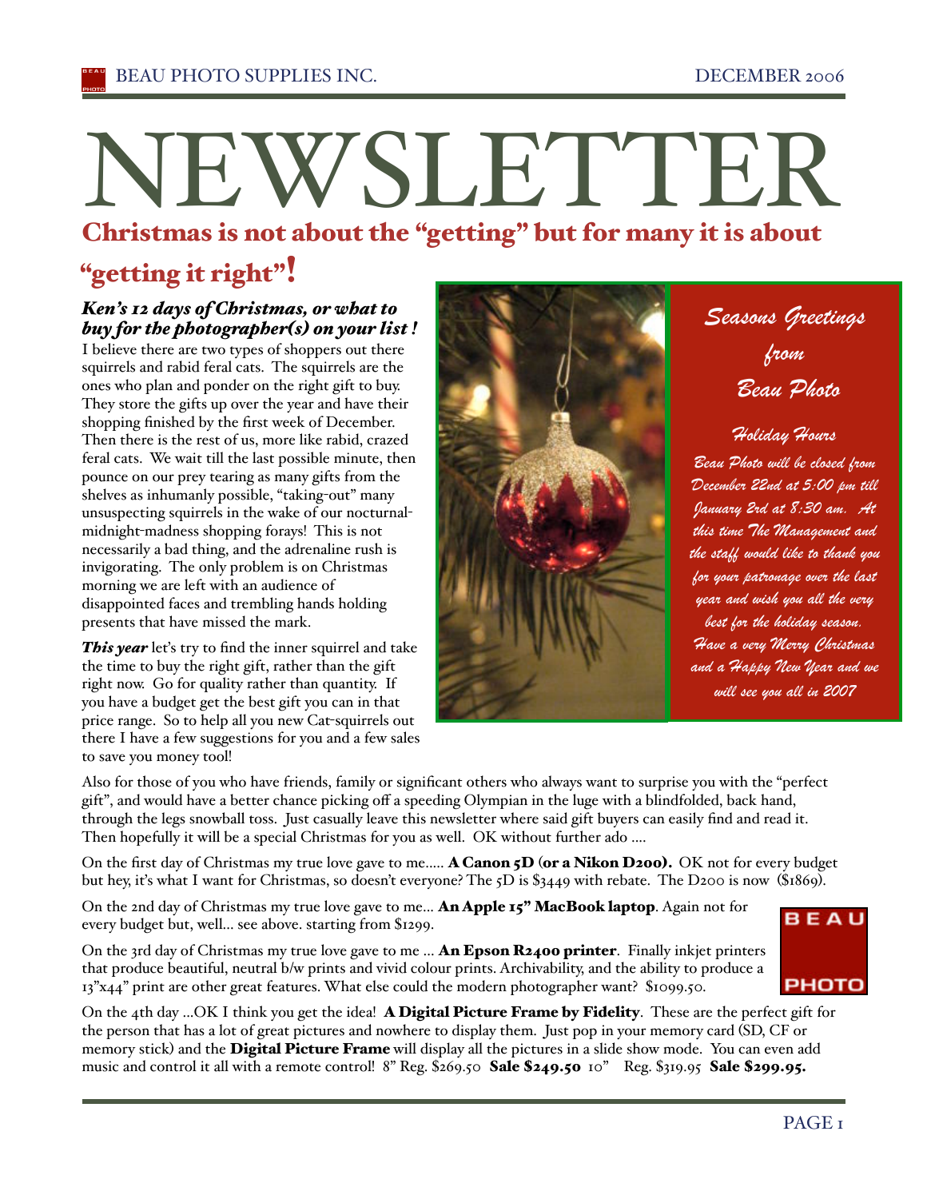# NEWSLETTER

## Christmas is not about the "getting" but for many it is about "getting it right"!

### *Ken's 12 days of Christmas, or what to buy for the photographer(s) on your list !*

I believe there are two types of shoppers out there squirrels and rabid feral cats. The squirrels are the ones who plan and ponder on the right gift to buy. They store the gifts up over the year and have their shopping finished by the first week of December. Then there is the rest of us, more like rabid, crazed feral cats. We wait till the last possible minute, then pounce on our prey tearing as many gifts from the shelves as inhumanly possible, "taking-out" many unsuspecting squirrels in the wake of our nocturnal-midnight-madness shopping forays! This is not necessarily a bad thing, and the adrenaline rush is invigorating. The only problem is on Christmas morning we are left with an audience of disappointed faces and trembling hands holding presents that have missed the mark.

***This year*** let's try to find the inner squirrel and take the time to buy the right gift, rather than the gift right now. Go for quality rather than quantity. If you have a budget get the best gift you can in that price range. So to help all you new Cat-squirrels out there I have a few suggestions for you and a few sales to save you money tool!

*Seasons Greetings from Beau Photo*

*Holiday Hours*

*Beau Photo will be closed from December 22nd at 5:00 pm till January 2nd at 8:30 am. At this time The Management and the staff would like to thank you for your patronage over the last year and wish you all the very best for the holiday season. Have a very Merry Christmas and a Happy New Year and we will see you all in 2007*

Also for those of you who have friends, family or significant others who always want to surprise you with the "perfect gift", and would have a better chance picking off a speeding Olympian in the luge with a blindfolded, back hand, through the legs snowball toss. Just casually leave this newsletter where said gift buyers can easily find and read it. Then hopefully it will be a special Christmas for you as well. OK without further ado ....

On the first day of Christmas my true love gave to me..... **A Canon 5D (or a Nikon D200).** OK not for every budget but hey, it's what I want for Christmas, so doesn't everyone? The 5D is $3449 with rebate. The D200 is now ($1869).

On the 2nd day of Christmas my true love gave to me... **An Apple 15" MacBook laptop**. Again not for every budget but, well... see above. starting from $1299.

On the 3rd day of Christmas my true love gave to me ... **An Epson R2400 printer**. Finally inkjet printers that produce beautiful, neutral b/w prints and vivid colour prints. Archivability, and the ability to produce a 13"x44" print are other great features. What else could the modern photographer want? $1099.50.

On the 4th day ...OK I think you get the idea! **A Digital Picture Frame by Fidelity**. These are the perfect gift for the person that has a lot of great pictures and nowhere to display them. Just pop in your memory card (SD, CF or memory stick) and the **Digital Picture Frame** will display all the pictures in a slide show mode. You can even add music and control it all with a remote control! 8" Reg. $269.50 **Sale $249.50** 10" Reg. $319.95 **Sale $299.95.**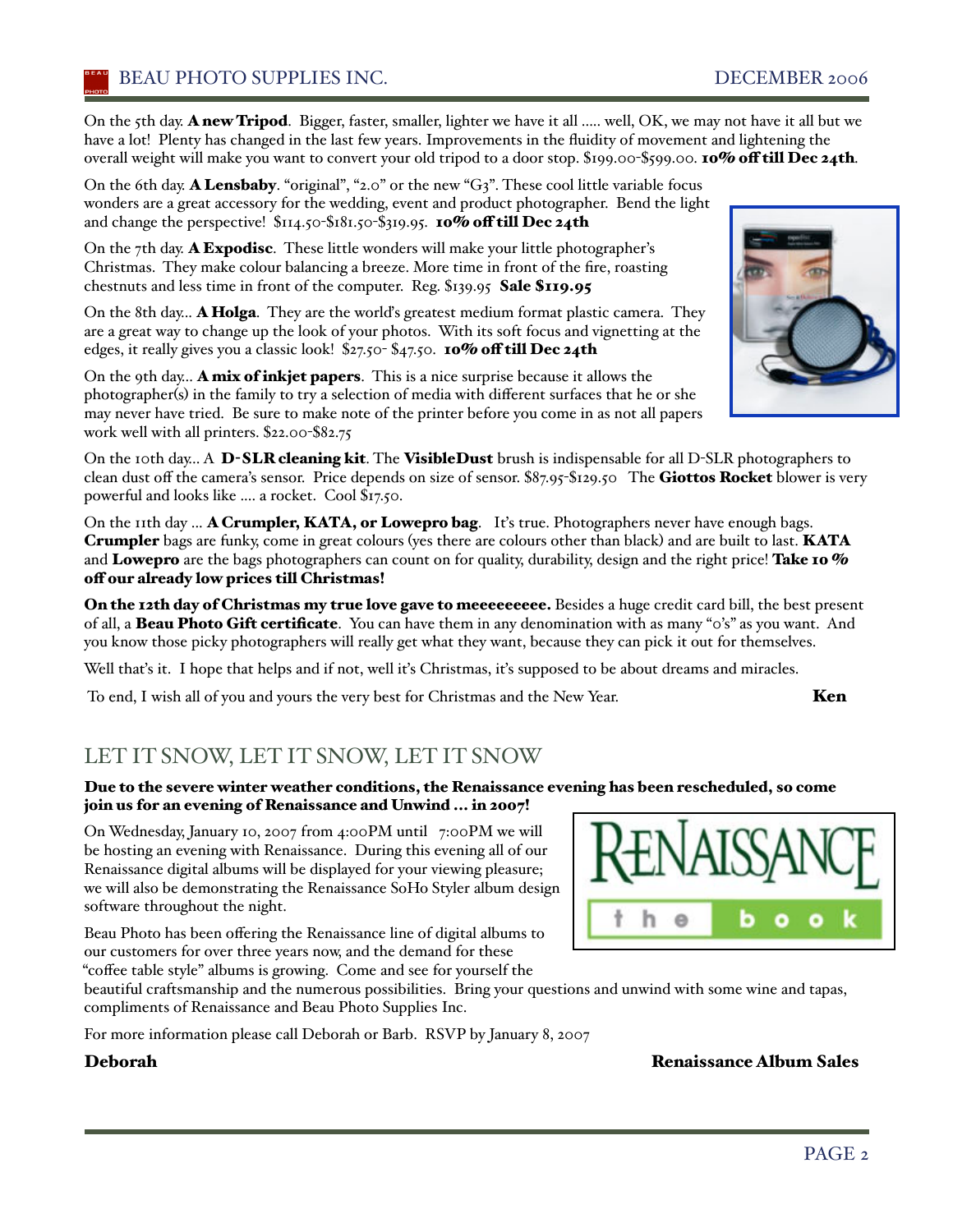On the 5th day. **A new Tripod**. Bigger, faster, smaller, lighter we have it all ..... well, OK, we may not have it all but we have a lot! Plenty has changed in the last few years. Improvements in the fluidity of movement and lightening the overall weight will make you want to convert your old tripod to a door stop. $199.00-$599.00. **10% off till Dec 24th**.

On the 6th day. **A Lensbaby**. "original", "2.0" or the new "G3". These cool little variable focus wonders are a great accessory for the wedding, event and product photographer. Bend the light and change the perspective! $114.50-$181.50-$319.95. **10% off till Dec 24th**

On the 7th day. **A Expodisc**. These little wonders will make your little photographer's Christmas. They make colour balancing a breeze. More time in front of the fire, roasting chestnuts and less time in front of the computer. Reg. $139.95 **Sale $119.95**

On the 8th day... **A Holga**. They are the world's greatest medium format plastic camera. They are a great way to change up the look of your photos. With its soft focus and vignetting at the edges, it really gives you a classic look! $27.50- $47.50. **10% off till Dec 24th**

On the 9th day... **A mix of inkjet papers**. This is a nice surprise because it allows the photographer(s) in the family to try a selection of media with different surfaces that he or she may never have tried. Be sure to make note of the printer before you come in as not all papers work well with all printers. $22.00-$82.75

On the 10th day... A **D-SLR cleaning kit**. The **VisibleDust** brush is indispensable for all D-SLR photographers to clean dust off the camera's sensor. Price depends on size of sensor. $87.95-$129.50 The **Giottos Rocket** blower is very powerful and looks like .... a rocket. Cool $17.50.

On the 11th day ... **A Crumpler, KATA, or Lowepro bag**. It's true. Photographers never have enough bags. **Crumpler** bags are funky, come in great colours (yes there are colours other than black) and are built to last. **KATA** and **Lowepro** are the bags photographers can count on for quality, durability, design and the right price! **Take 10 % off our already low prices till Christmas!**

**On the 12th day of Christmas my true love gave to meeeeeeeee.** Besides a huge credit card bill, the best present of all, a **Beau Photo Gift certificate**. You can have them in any denomination with as many "0's" as you want. And you know those picky photographers will really get what they want, because they can pick it out for themselves.

Well that's it. I hope that helps and if not, well it's Christmas, it's supposed to be about dreams and miracles.

To end, I wish all of you and yours the very best for Christmas and the New Year.

**Ken**

## LET IT SNOW, LET IT SNOW, LET IT SNOW

**Due to the severe winter weather conditions, the Renaissance evening has been rescheduled, so come join us for an evening of Renaissance and Unwind ... in 2007!**

On Wednesday, January 10, 2007 from 4:00PM until 7:00PM we will be hosting an evening with Renaissance. During this evening all of our Renaissance digital albums will be displayed for your viewing pleasure; we will also be demonstrating the Renaissance SoHo Styler album design software throughout the night.

Beau Photo has been offering the Renaissance line of digital albums to our customers for over three years now, and the demand for these "coffee table style" albums is growing. Come and see for yourself the beautiful craftsmanship and the numerous possibilities. Bring your questions and unwind with some wine and tapas, compliments of Renaissance and Beau Photo Supplies Inc.

For more information please call Deborah or Barb. RSVP by January 8, 2007

**Deborah**

**Renaissance Album Sales**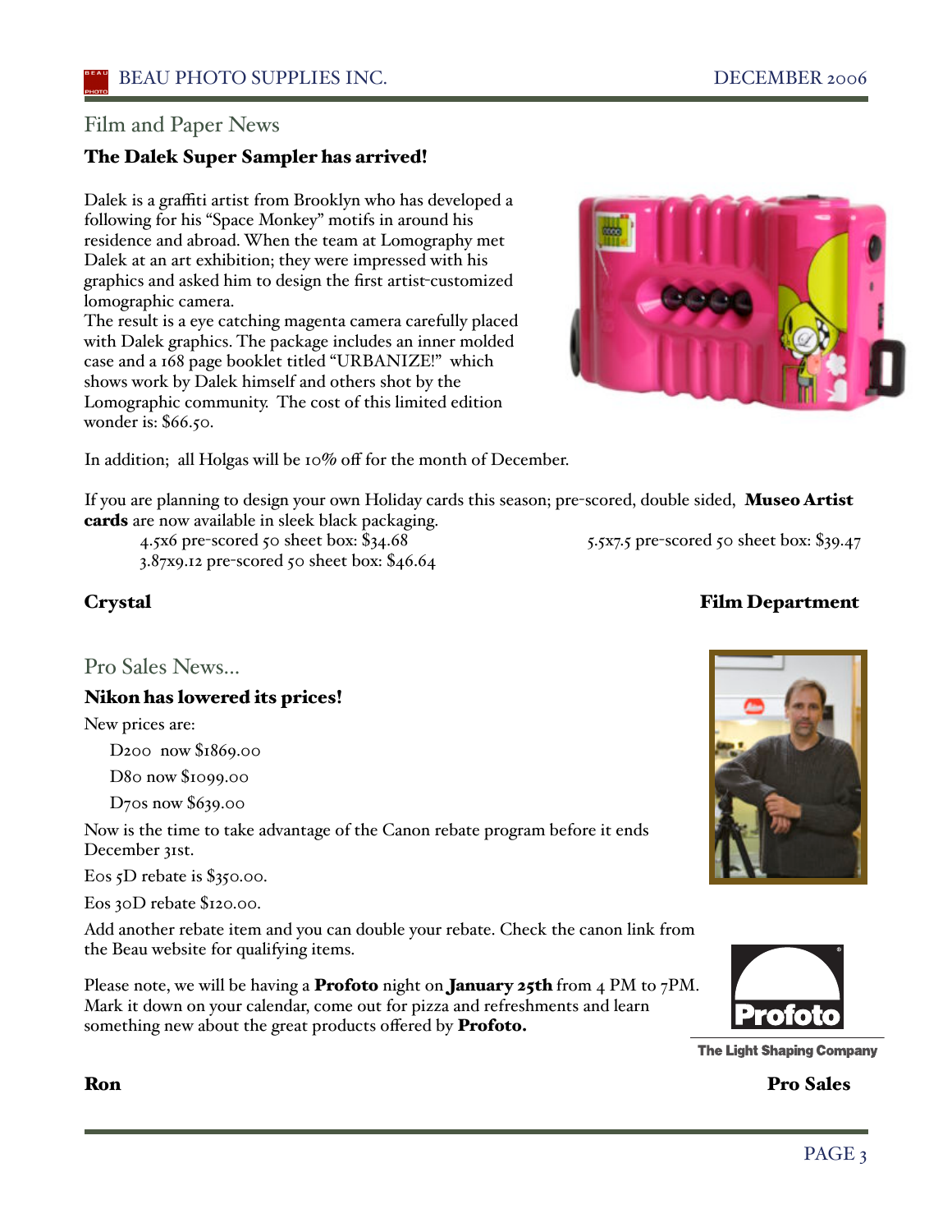## Film and Paper News

### The Dalek Super Sampler has arrived!

Dalek is a graffiti artist from Brooklyn who has developed a following for his "Space Monkey" motifs in around his residence and abroad. When the team at Lomography met Dalek at an art exhibition; they were impressed with his graphics and asked him to design the first artist-customized lomographic camera.

The result is a eye catching magenta camera carefully placed with Dalek graphics. The package includes an inner molded case and a 168 page booklet titled "URBANIZE!" which shows work by Dalek himself and others shot by the Lomographic community. The cost of this limited edition wonder is: $66.50.

In addition; all Holgas will be 10% off for the month of December.

If you are planning to design your own Holiday cards this season; pre-scored, double sided, **Museo Artist cards** are now available in sleek black packaging.

- 4.5x6 pre-scored 50 sheet box: $34.68
- 5.5x7.5 pre-scored 50 sheet box: $39.47
- 3.87x9.12 pre-scored 50 sheet box: $46.64

**Crystal** — **Film Department**

## Pro Sales News...

### Nikon has lowered its prices!

New prices are:

- D200 now $1869.00
- D80 now $1099.00
- D70s now $639.00

Now is the time to take advantage of the Canon rebate program before it ends December 31st.

Eos 5D rebate is $350.00.

Eos 30D rebate $120.00.

Add another rebate item and you can double your rebate. Check the canon link from the Beau website for qualifying items.

Please note, we will be having a **Profoto** night on **January 25th** from 4 PM to 7PM. Mark it down on your calendar, come out for pizza and refreshments and learn something new about the great products offered by **Profoto.**

Profoto — The Light Shaping Company

**Ron** — **Pro Sales**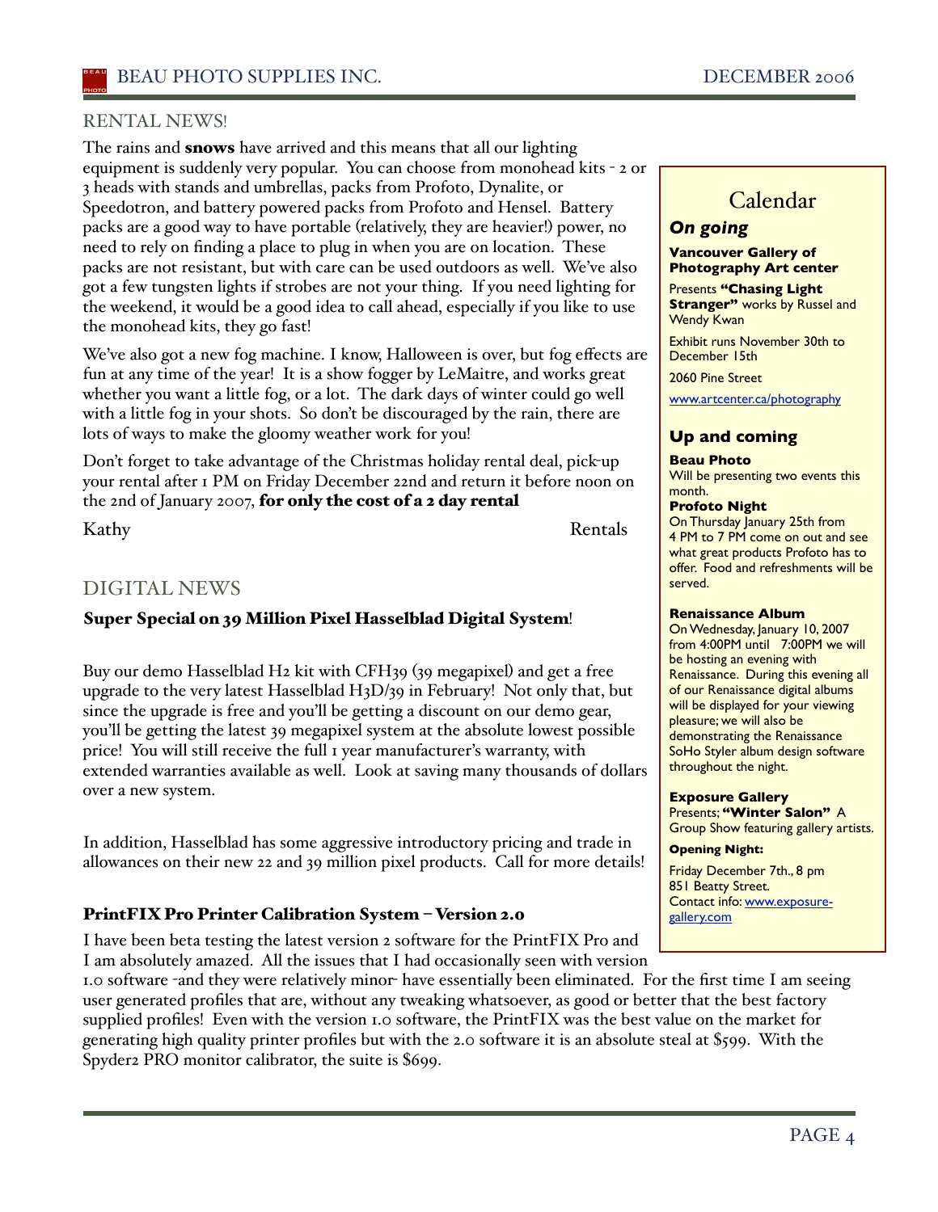## RENTAL NEWS!

The rains and **snows** have arrived and this means that all our lighting equipment is suddenly very popular. You can choose from monohead kits - 2 or 3 heads with stands and umbrellas, packs from Profoto, Dynalite, or Speedotron, and battery powered packs from Profoto and Hensel. Battery packs are a good way to have portable (relatively, they are heavier!) power, no need to rely on finding a place to plug in when you are on location. These packs are not resistant, but with care can be used outdoors as well. We've also got a few tungsten lights if strobes are not your thing. If you need lighting for the weekend, it would be a good idea to call ahead, especially if you like to use the monohead kits, they go fast!

We've also got a new fog machine. I know, Halloween is over, but fog effects are fun at any time of the year! It is a show fogger by LeMaitre, and works great whether you want a little fog, or a lot. The dark days of winter could go well with a little fog in your shots. So don't be discouraged by the rain, there are lots of ways to make the gloomy weather work for you!

Don't forget to take advantage of the Christmas holiday rental deal, pick-up your rental after 1 PM on Friday December 22nd and return it before noon on the 2nd of January 2007, **for only the cost of a 2 day rental**

Kathy Rentals

## DIGITAL NEWS

### Super Special on 39 Million Pixel Hasselblad Digital System!

Buy our demo Hasselblad H2 kit with CFH39 (39 megapixel) and get a free upgrade to the very latest Hasselblad H3D/39 in February! Not only that, but since the upgrade is free and you'll be getting a discount on our demo gear, you'll be getting the latest 39 megapixel system at the absolute lowest possible price! You will still receive the full 1 year manufacturer's warranty, with extended warranties available as well. Look at saving many thousands of dollars over a new system.

In addition, Hasselblad has some aggressive introductory pricing and trade in allowances on their new 22 and 39 million pixel products. Call for more details!

### PrintFIX Pro Printer Calibration System – Version 2.0

I have been beta testing the latest version 2 software for the PrintFIX Pro and I am absolutely amazed. All the issues that I had occasionally seen with version 1.0 software -and they were relatively minor- have essentially been eliminated. For the first time I am seeing user generated profiles that are, without any tweaking whatsoever, as good or better that the best factory supplied profiles! Even with the version 1.0 software, the PrintFIX was the best value on the market for generating high quality printer profiles but with the 2.0 software it is an absolute steal at $599. With the Spyder2 PRO monitor calibrator, the suite is $699.

## Calendar

### *On going*

**Vancouver Gallery of Photography Art center**

Presents **"Chasing Light Stranger"** works by Russel and Wendy Kwan

Exhibit runs November 30th to December 15th

2060 Pine Street

www.artcenter.ca/photography

### Up and coming

**Beau Photo**
Will be presenting two events this month.

**Profoto Night**
On Thursday January 25th from 4 PM to 7 PM come on out and see what great products Profoto has to offer. Food and refreshments will be served.

**Renaissance Album**
On Wednesday, January 10, 2007 from 4:00PM until 7:00PM we will be hosting an evening with Renaissance. During this evening all of our Renaissance digital albums will be displayed for your viewing pleasure; we will also be demonstrating the Renaissance SoHo Styler album design software throughout the night.

**Exposure Gallery**
Presents; **"Winter Salon"** A Group Show featuring gallery artists.

**Opening Night:**

Friday December 7th., 8 pm
851 Beatty Street.
Contact info: www.exposure-gallery.com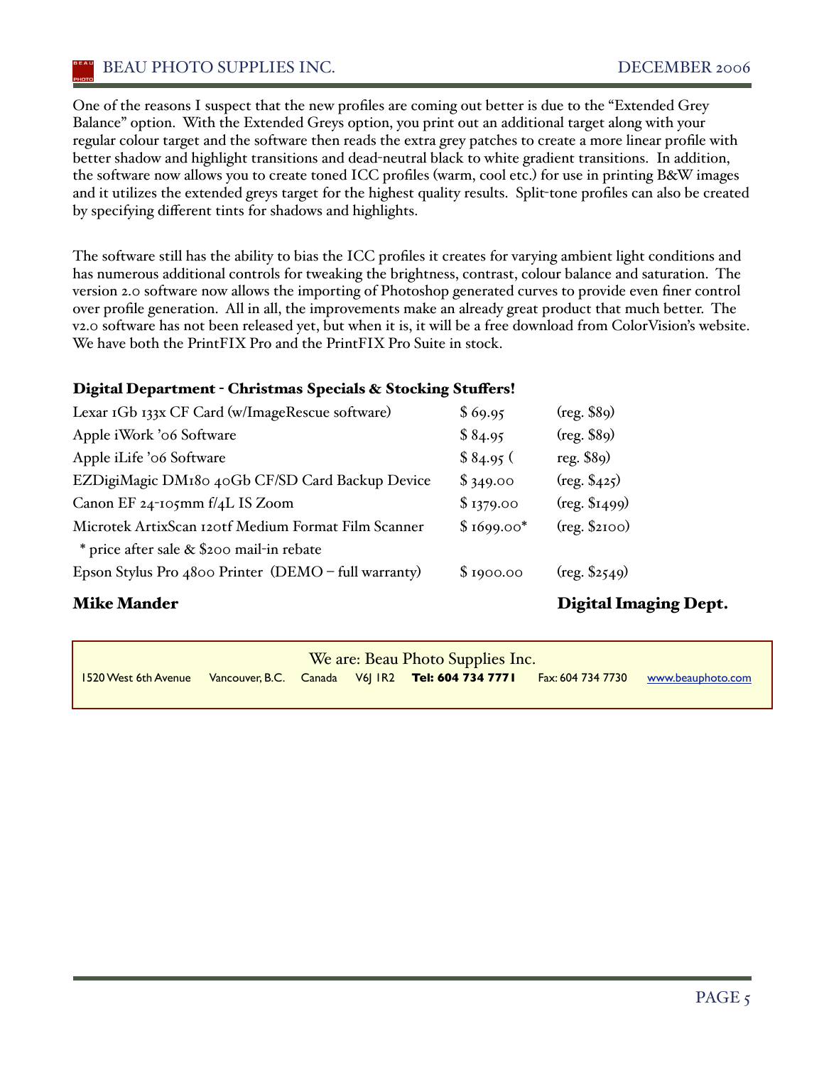One of the reasons I suspect that the new profiles are coming out better is due to the "Extended Grey Balance" option. With the Extended Greys option, you print out an additional target along with your regular colour target and the software then reads the extra grey patches to create a more linear profile with better shadow and highlight transitions and dead-neutral black to white gradient transitions. In addition, the software now allows you to create toned ICC profiles (warm, cool etc.) for use in printing B&W images and it utilizes the extended greys target for the highest quality results. Split-tone profiles can also be created by specifying different tints for shadows and highlights.

The software still has the ability to bias the ICC profiles it creates for varying ambient light conditions and has numerous additional controls for tweaking the brightness, contrast, colour balance and saturation. The version 2.0 software now allows the importing of Photoshop generated curves to provide even finer control over profile generation. All in all, the improvements make an already great product that much better. The v2.0 software has not been released yet, but when it is, it will be a free download from ColorVision's website. We have both the PrintFIX Pro and the PrintFIX Pro Suite in stock.

**Digital Department - Christmas Specials & Stocking Stuffers!**

| | | |
|---|---|---|
| Lexar 1Gb 133x CF Card (w/ImageRescue software) | $ 69.95 | (reg. $89) |
| Apple iWork '06 Software | $ 84.95 | (reg. $89) |
| Apple iLife '06 Software | $ 84.95 | (reg. $89) |
| EZDigiMagic DM180 40Gb CF/SD Card Backup Device | $ 349.00 | (reg. $425) |
| Canon EF 24-105mm f/4L IS Zoom | $ 1379.00 | (reg. $1499) |
| Microtek ArtixScan 120tf Medium Format Film Scanner | $ 1699.00* | (reg. $2100) |
| * price after sale & $200 mail-in rebate | | |
| Epson Stylus Pro 4800 Printer (DEMO – full warranty) | $ 1900.00 | (reg. $2549) |

**Mike Mander** **Digital Imaging Dept.**

We are: Beau Photo Supplies Inc.

1520 West 6th Avenue Vancouver, B.C. Canada V6J 1R2 **Tel: 604 734 7771** Fax: 604 734 7730 www.beauphoto.com